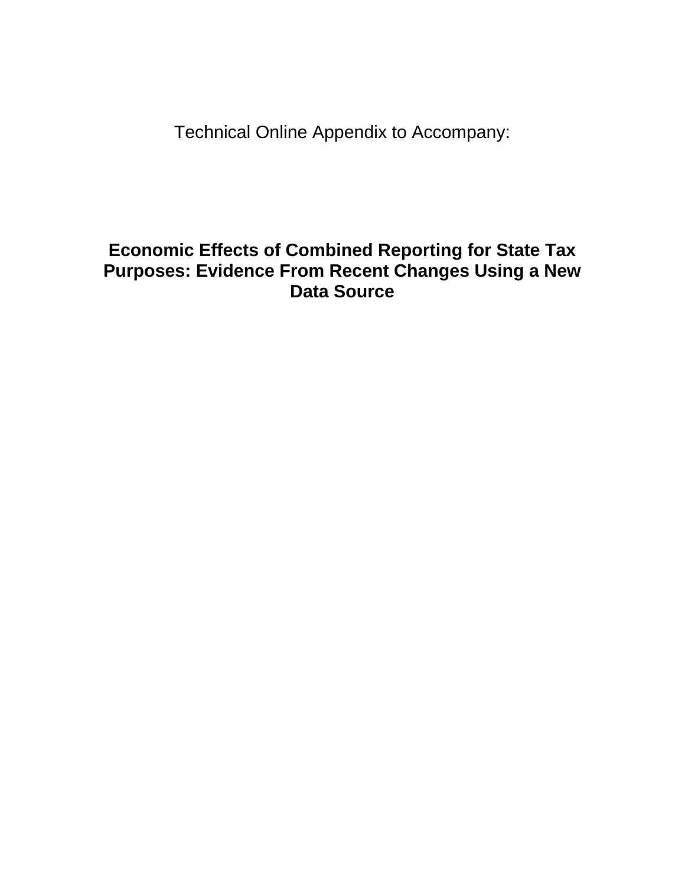Technical Online Appendix to Accompany:

# Economic Effects of Combined Reporting for State Tax Purposes: Evidence From Recent Changes Using a New Data Source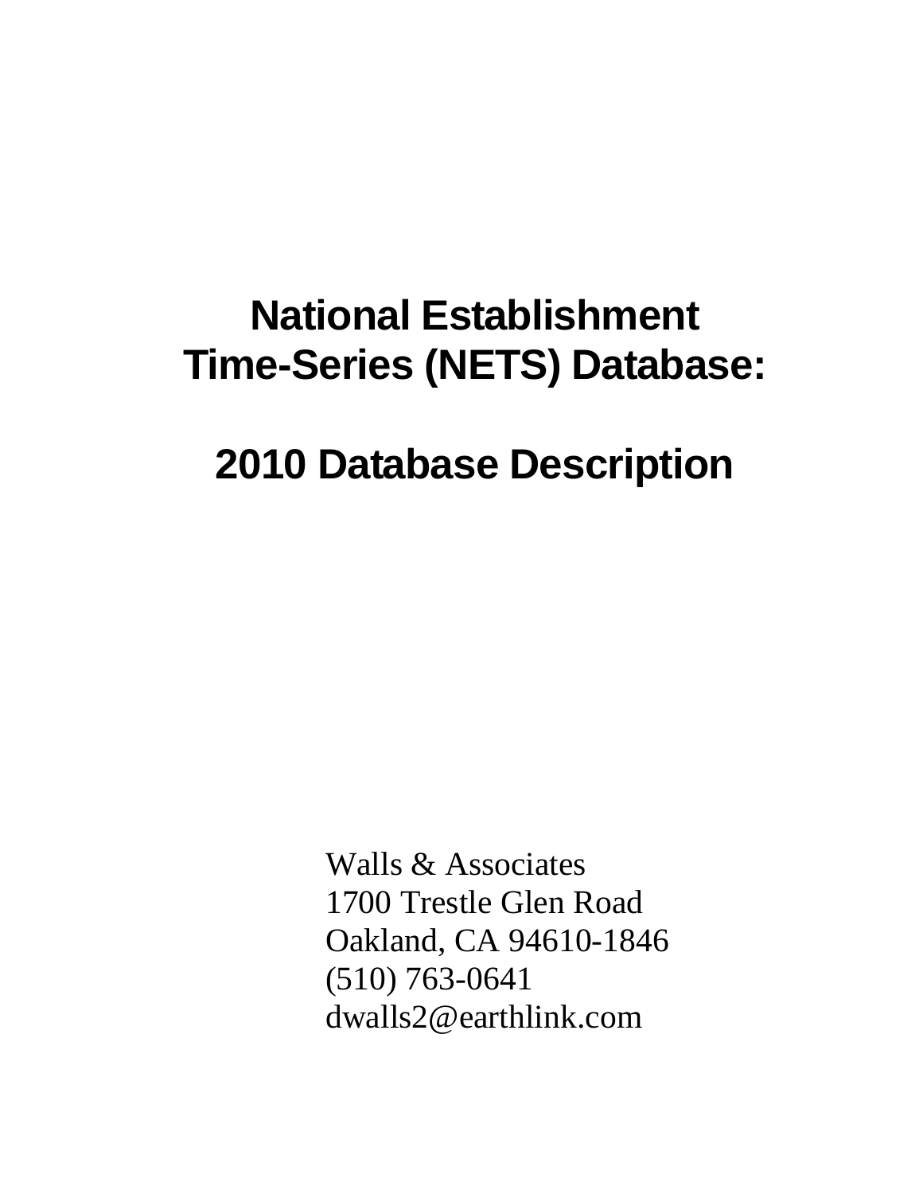# National Establishment Time-Series (NETS) Database:

# 2010 Database Description

Walls & Associates
1700 Trestle Glen Road
Oakland, CA 94610-1846
(510) 763-0641
dwalls2@earthlink.com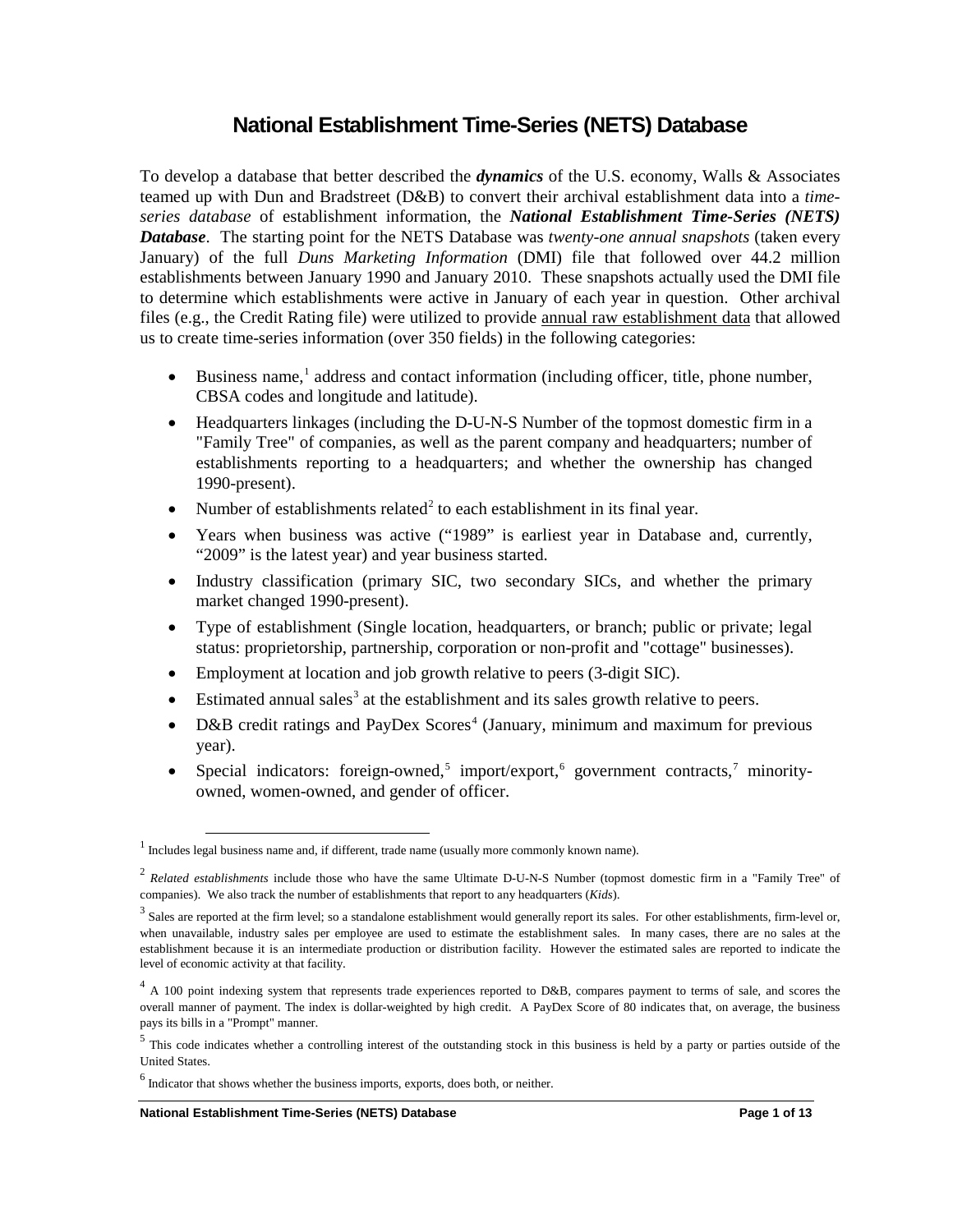# National Establishment Time-Series (NETS) Database

To develop a database that better described the ***dynamics*** of the U.S. economy, Walls & Associates teamed up with Dun and Bradstreet (D&B) to convert their archival establishment data into a *time-series database* of establishment information, the ***National Establishment Time-Series (NETS) Database***. The starting point for the NETS Database was *twenty-one annual snapshots* (taken every January) of the full *Duns Marketing Information* (DMI) file that followed over 44.2 million establishments between January 1990 and January 2010. These snapshots actually used the DMI file to determine which establishments were active in January of each year in question. Other archival files (e.g., the Credit Rating file) were utilized to provide <u>annual raw establishment data</u> that allowed us to create time-series information (over 350 fields) in the following categories:

- Business name,[1] address and contact information (including officer, title, phone number, CBSA codes and longitude and latitude).
- Headquarters linkages (including the D-U-N-S Number of the topmost domestic firm in a "Family Tree" of companies, as well as the parent company and headquarters; number of establishments reporting to a headquarters; and whether the ownership has changed 1990-present).
- Number of establishments related[2] to each establishment in its final year.
- Years when business was active ("1989" is earliest year in Database and, currently, "2009" is the latest year) and year business started.
- Industry classification (primary SIC, two secondary SICs, and whether the primary market changed 1990-present).
- Type of establishment (Single location, headquarters, or branch; public or private; legal status: proprietorship, partnership, corporation or non-profit and "cottage" businesses).
- Employment at location and job growth relative to peers (3-digit SIC).
- Estimated annual sales[3] at the establishment and its sales growth relative to peers.
- D&B credit ratings and PayDex Scores[4] (January, minimum and maximum for previous year).
- Special indicators: foreign-owned,[5] import/export,[6] government contracts,[7] minority-owned, women-owned, and gender of officer.

---

[1] Includes legal business name and, if different, trade name (usually more commonly known name).

[2] *Related establishments* include those who have the same Ultimate D-U-N-S Number (topmost domestic firm in a "Family Tree" of companies). We also track the number of establishments that report to any headquarters (*Kids*).

[3] Sales are reported at the firm level; so a standalone establishment would generally report its sales. For other establishments, firm-level or, when unavailable, industry sales per employee are used to estimate the establishment sales. In many cases, there are no sales at the establishment because it is an intermediate production or distribution facility. However the estimated sales are reported to indicate the level of economic activity at that facility.

[4] A 100 point indexing system that represents trade experiences reported to D&B, compares payment to terms of sale, and scores the overall manner of payment. The index is dollar-weighted by high credit. A PayDex Score of 80 indicates that, on average, the business pays its bills in a "Prompt" manner.

[5] This code indicates whether a controlling interest of the outstanding stock in this business is held by a party or parties outside of the United States.

[6] Indicator that shows whether the business imports, exports, does both, or neither.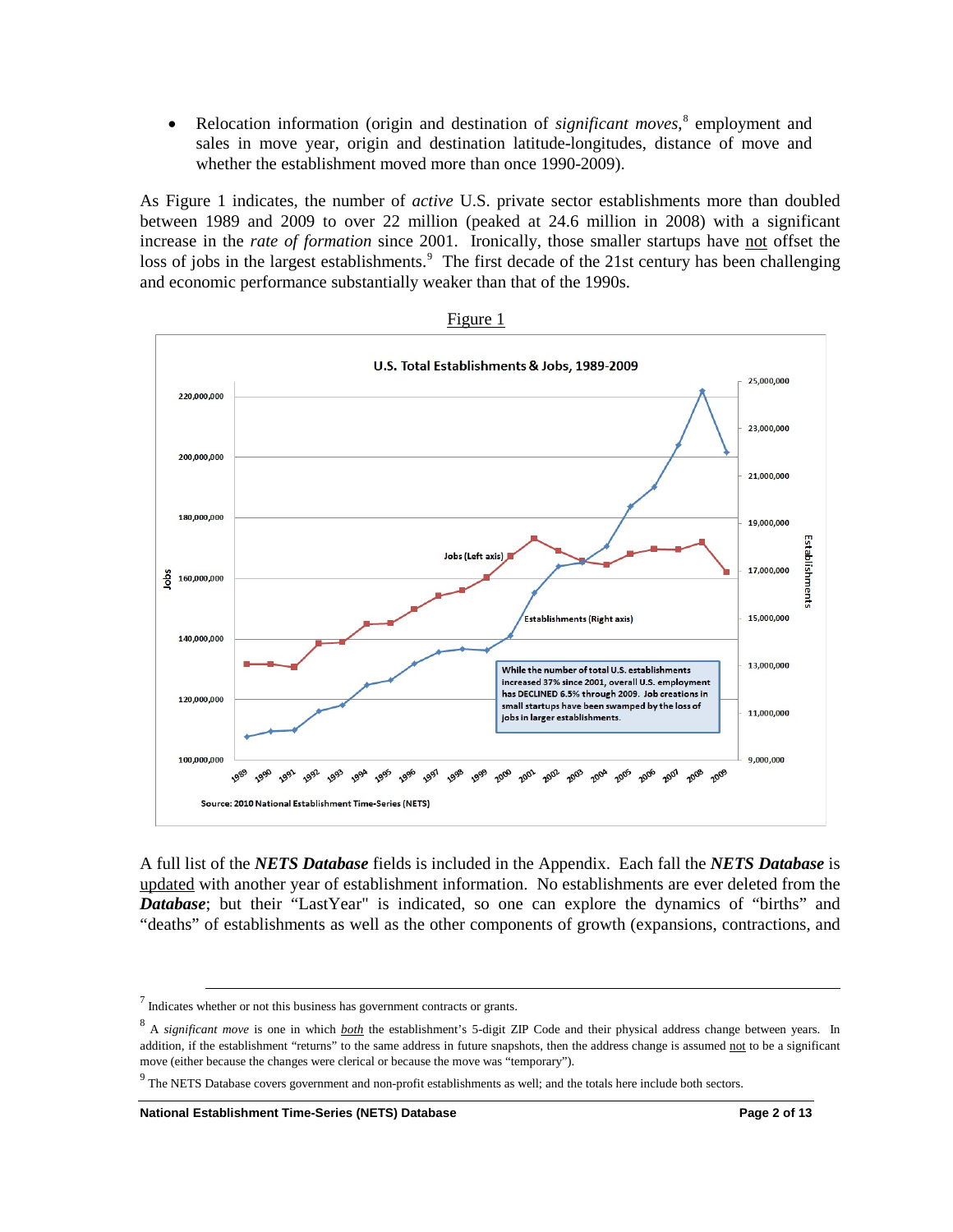- Relocation information (origin and destination of *significant moves*,[8] employment and sales in move year, origin and destination latitude-longitudes, distance of move and whether the establishment moved more than once 1990-2009).

As Figure 1 indicates, the number of *active* U.S. private sector establishments more than doubled between 1989 and 2009 to over 22 million (peaked at 24.6 million in 2008) with a significant increase in the *rate of formation* since 2001. Ironically, those smaller startups have not offset the loss of jobs in the largest establishments.[9] The first decade of the 21st century has been challenging and economic performance substantially weaker than that of the 1990s.

Figure 1

U.S. Total Establishments & Jobs, 1989-2009

While the number of total U.S. establishments increased 37% since 2001, overall U.S. employment has DECLINED 6.5% through 2009. Job creations in small startups have been swamped by the loss of jobs in larger establishments.

Source: 2010 National Establishment Time-Series (NETS)

A full list of the ***NETS Database*** fields is included in the Appendix. Each fall the ***NETS Database*** is updated with another year of establishment information. No establishments are ever deleted from the ***Database***; but their "LastYear" is indicated, so one can explore the dynamics of "births" and "deaths" of establishments as well as the other components of growth (expansions, contractions, and

---

[7] Indicates whether or not this business has government contracts or grants.

[8] A *significant move* is one in which *both* the establishment's 5-digit ZIP Code and their physical address change between years. In addition, if the establishment "returns" to the same address in future snapshots, then the address change is assumed not to be a significant move (either because the changes were clerical or because the move was "temporary").

[9] The NETS Database covers government and non-profit establishments as well; and the totals here include both sectors.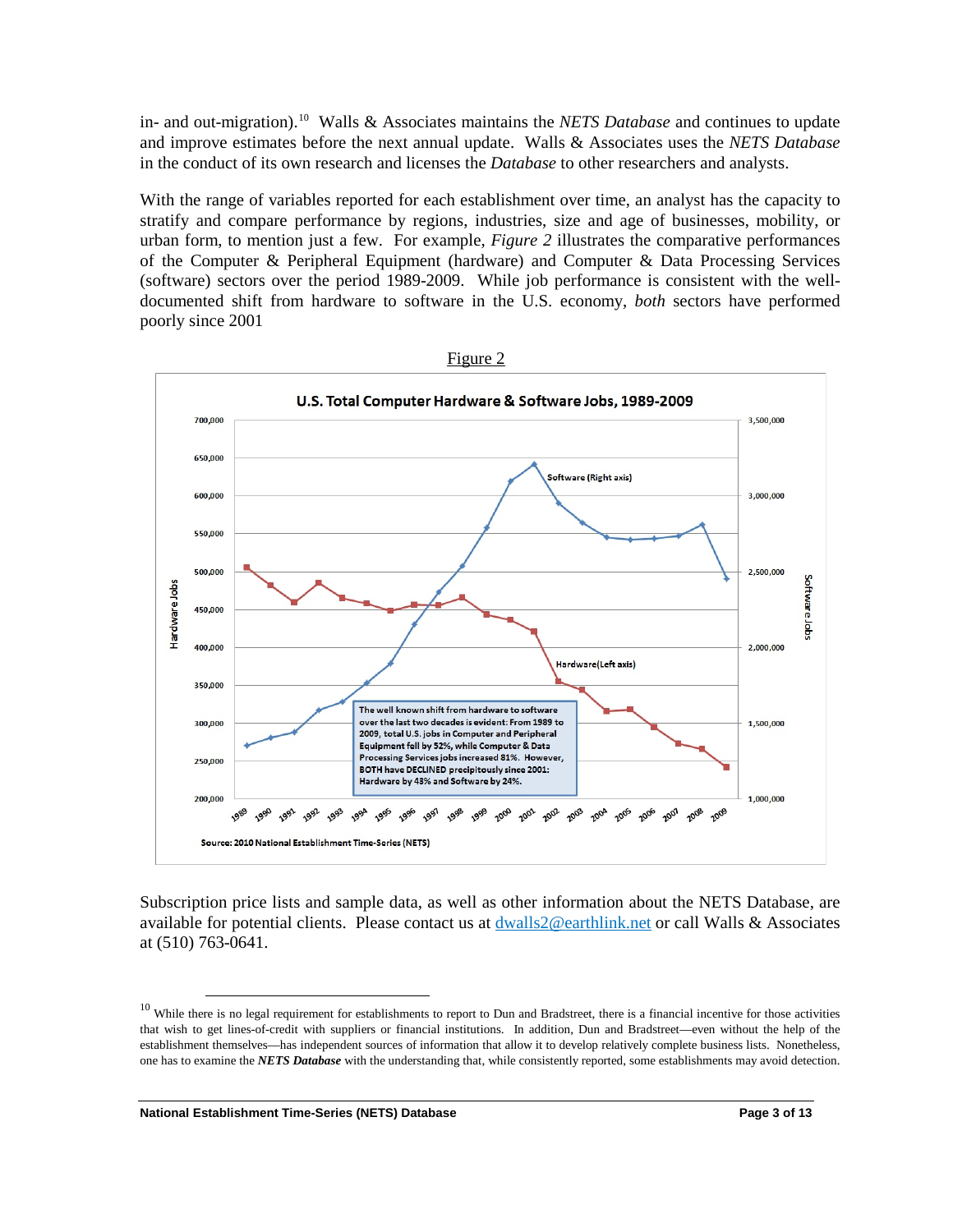in- and out-migration).[10] Walls & Associates maintains the *NETS Database* and continues to update and improve estimates before the next annual update. Walls & Associates uses the *NETS Database* in the conduct of its own research and licenses the *Database* to other researchers and analysts.

With the range of variables reported for each establishment over time, an analyst has the capacity to stratify and compare performance by regions, industries, size and age of businesses, mobility, or urban form, to mention just a few. For example, *Figure 2* illustrates the comparative performances of the Computer & Peripheral Equipment (hardware) and Computer & Data Processing Services (software) sectors over the period 1989-2009. While job performance is consistent with the well-documented shift from hardware to software in the U.S. economy, *both* sectors have performed poorly since 2001

Figure 2

**U.S. Total Computer Hardware & Software Jobs, 1989-2009**

The well known shift from hardware to software over the last two decades is evident: From 1989 to 2009, total U.S. jobs in Computer and Peripheral Equipment fell by 52%, while Computer & Data Processing Services jobs increased 81%. However, BOTH have DECLINED precipitously since 2001: Hardware by 43% and Software by 24%.

Source: 2010 National Establishment Time-Series (NETS)

Subscription price lists and sample data, as well as other information about the NETS Database, are available for potential clients. Please contact us at dwalls2@earthlink.net or call Walls & Associates at (510) 763-0641.

[10] While there is no legal requirement for establishments to report to Dun and Bradstreet, there is a financial incentive for those activities that wish to get lines-of-credit with suppliers or financial institutions. In addition, Dun and Bradstreet—even without the help of the establishment themselves—has independent sources of information that allow it to develop relatively complete business lists. Nonetheless, one has to examine the ***NETS Database*** with the understanding that, while consistently reported, some establishments may avoid detection.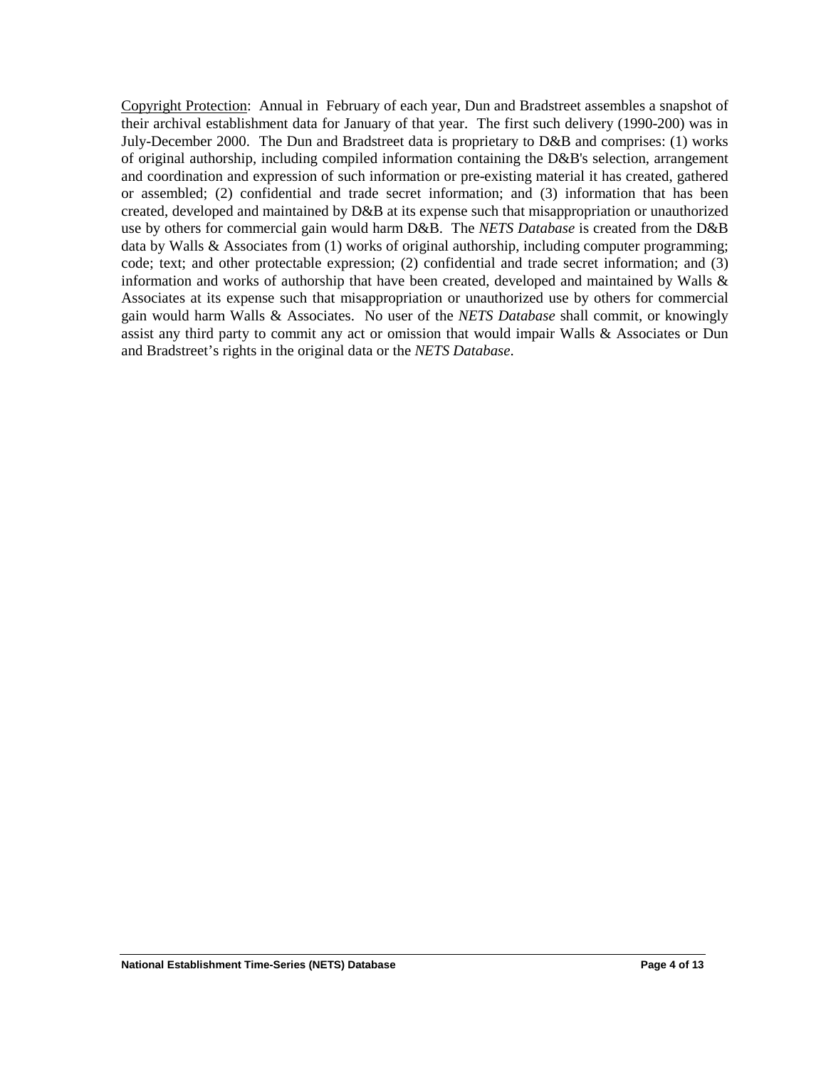Copyright Protection: Annual in February of each year, Dun and Bradstreet assembles a snapshot of their archival establishment data for January of that year. The first such delivery (1990-200) was in July-December 2000. The Dun and Bradstreet data is proprietary to D&B and comprises: (1) works of original authorship, including compiled information containing the D&B's selection, arrangement and coordination and expression of such information or pre-existing material it has created, gathered or assembled; (2) confidential and trade secret information; and (3) information that has been created, developed and maintained by D&B at its expense such that misappropriation or unauthorized use by others for commercial gain would harm D&B. The *NETS Database* is created from the D&B data by Walls & Associates from (1) works of original authorship, including computer programming; code; text; and other protectable expression; (2) confidential and trade secret information; and (3) information and works of authorship that have been created, developed and maintained by Walls & Associates at its expense such that misappropriation or unauthorized use by others for commercial gain would harm Walls & Associates. No user of the *NETS Database* shall commit, or knowingly assist any third party to commit any act or omission that would impair Walls & Associates or Dun and Bradstreet's rights in the original data or the *NETS Database*.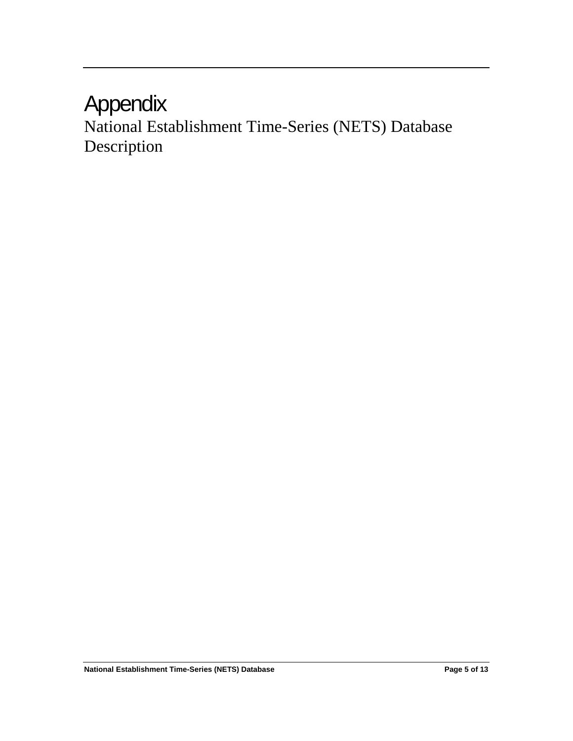# Appendix

National Establishment Time-Series (NETS) Database Description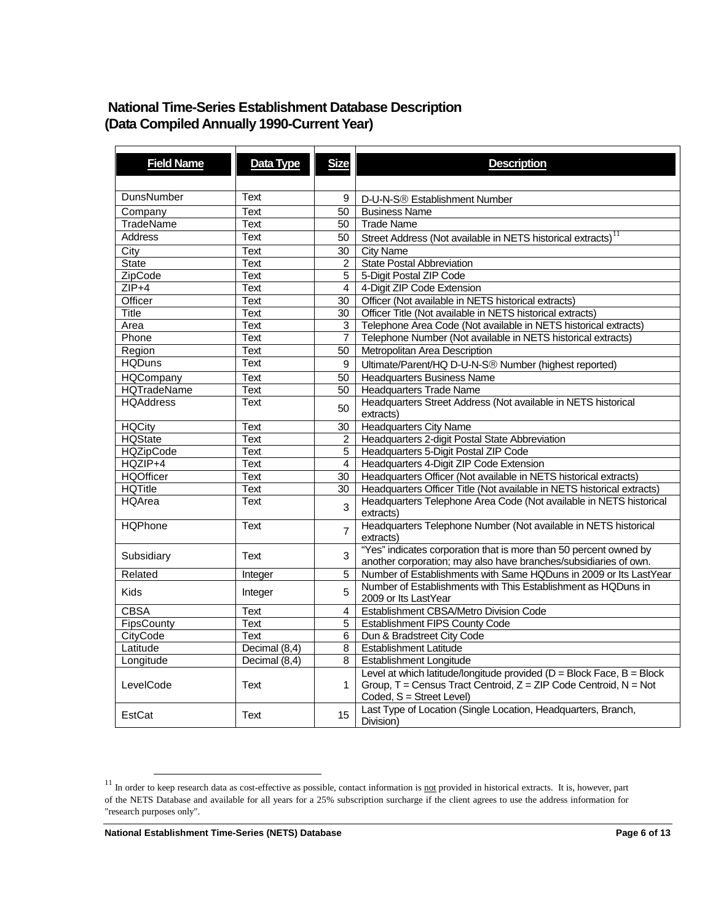## National Time-Series Establishment Database Description (Data Compiled Annually 1990-Current Year)

| Field Name | Data Type | Size | Description |
|---|---|---|---|
| DunsNumber | Text | 9 | D-U-N-S® Establishment Number |
| Company | Text | 50 | Business Name |
| TradeName | Text | 50 | Trade Name |
| Address | Text | 50 | Street Address (Not available in NETS historical extracts)[11] |
| City | Text | 30 | City Name |
| State | Text | 2 | State Postal Abbreviation |
| ZipCode | Text | 5 | 5-Digit Postal ZIP Code |
| ZIP+4 | Text | 4 | 4-Digit ZIP Code Extension |
| Officer | Text | 30 | Officer (Not available in NETS historical extracts) |
| Title | Text | 30 | Officer Title (Not available in NETS historical extracts) |
| Area | Text | 3 | Telephone Area Code (Not available in NETS historical extracts) |
| Phone | Text | 7 | Telephone Number (Not available in NETS historical extracts) |
| Region | Text | 50 | Metropolitan Area Description |
| HQDuns | Text | 9 | Ultimate/Parent/HQ D-U-N-S® Number (highest reported) |
| HQCompany | Text | 50 | Headquarters Business Name |
| HQTradeName | Text | 50 | Headquarters Trade Name |
| HQAddress | Text | 50 | Headquarters Street Address (Not available in NETS historical extracts) |
| HQCity | Text | 30 | Headquarters City Name |
| HQState | Text | 2 | Headquarters 2-digit Postal State Abbreviation |
| HQZipCode | Text | 5 | Headquarters 5-Digit Postal ZIP Code |
| HQZIP+4 | Text | 4 | Headquarters 4-Digit ZIP Code Extension |
| HQOfficer | Text | 30 | Headquarters Officer (Not available in NETS historical extracts) |
| HQTitle | Text | 30 | Headquarters Officer Title (Not available in NETS historical extracts) |
| HQArea | Text | 3 | Headquarters Telephone Area Code (Not available in NETS historical extracts) |
| HQPhone | Text | 7 | Headquarters Telephone Number (Not available in NETS historical extracts) |
| Subsidiary | Text | 3 | "Yes" indicates corporation that is more than 50 percent owned by another corporation; may also have branches/subsidiaries of own. |
| Related | Integer | 5 | Number of Establishments with Same HQDuns in 2009 or Its LastYear |
| Kids | Integer | 5 | Number of Establishments with This Establishment as HQDuns in 2009 or Its LastYear |
| CBSA | Text | 4 | Establishment CBSA/Metro Division Code |
| FipsCounty | Text | 5 | Establishment FIPS County Code |
| CityCode | Text | 6 | Dun & Bradstreet City Code |
| Latitude | Decimal (8,4) | 8 | Establishment Latitude |
| Longitude | Decimal (8,4) | 8 | Establishment Longitude |
| LevelCode | Text | 1 | Level at which latitude/longitude provided (D = Block Face, B = Block Group, T = Census Tract Centroid, Z = ZIP Code Centroid, N = Not Coded, S = Street Level) |
| EstCat | Text | 15 | Last Type of Location (Single Location, Headquarters, Branch, Division) |

[11] In order to keep research data as cost-effective as possible, contact information is not provided in historical extracts. It is, however, part of the NETS Database and available for all years for a 25% subscription surcharge if the client agrees to use the address information for "research purposes only".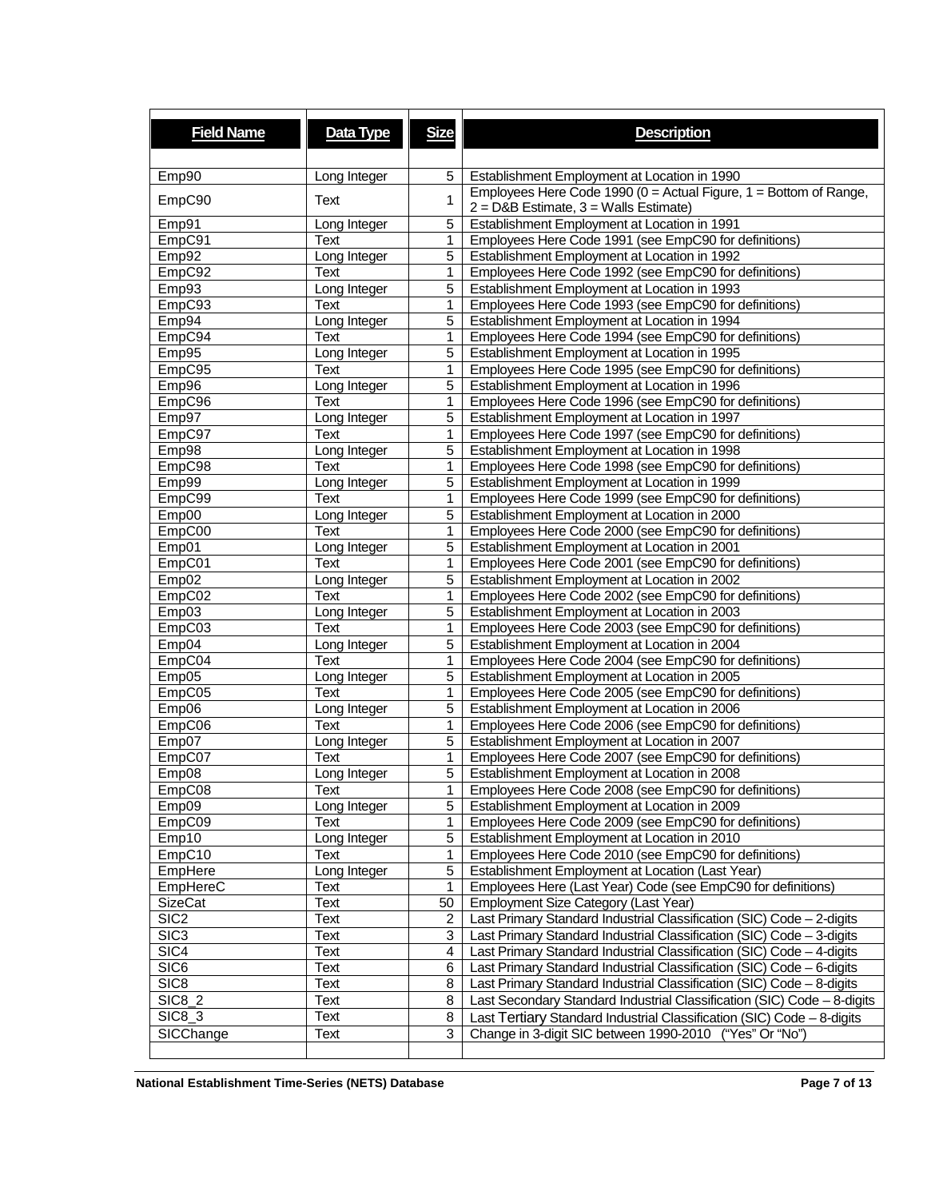| Field Name | Data Type | Size | Description |
|---|---|---|---|
| Emp90 | Long Integer | 5 | Establishment Employment at Location in 1990 |
| EmpC90 | Text | 1 | Employees Here Code 1990 (0 = Actual Figure, 1 = Bottom of Range, 2 = D&B Estimate, 3 = Walls Estimate) |
| Emp91 | Long Integer | 5 | Establishment Employment at Location in 1991 |
| EmpC91 | Text | 1 | Employees Here Code 1991 (see EmpC90 for definitions) |
| Emp92 | Long Integer | 5 | Establishment Employment at Location in 1992 |
| EmpC92 | Text | 1 | Employees Here Code 1992 (see EmpC90 for definitions) |
| Emp93 | Long Integer | 5 | Establishment Employment at Location in 1993 |
| EmpC93 | Text | 1 | Employees Here Code 1993 (see EmpC90 for definitions) |
| Emp94 | Long Integer | 5 | Establishment Employment at Location in 1994 |
| EmpC94 | Text | 1 | Employees Here Code 1994 (see EmpC90 for definitions) |
| Emp95 | Long Integer | 5 | Establishment Employment at Location in 1995 |
| EmpC95 | Text | 1 | Employees Here Code 1995 (see EmpC90 for definitions) |
| Emp96 | Long Integer | 5 | Establishment Employment at Location in 1996 |
| EmpC96 | Text | 1 | Employees Here Code 1996 (see EmpC90 for definitions) |
| Emp97 | Long Integer | 5 | Establishment Employment at Location in 1997 |
| EmpC97 | Text | 1 | Employees Here Code 1997 (see EmpC90 for definitions) |
| Emp98 | Long Integer | 5 | Establishment Employment at Location in 1998 |
| EmpC98 | Text | 1 | Employees Here Code 1998 (see EmpC90 for definitions) |
| Emp99 | Long Integer | 5 | Establishment Employment at Location in 1999 |
| EmpC99 | Text | 1 | Employees Here Code 1999 (see EmpC90 for definitions) |
| Emp00 | Long Integer | 5 | Establishment Employment at Location in 2000 |
| EmpC00 | Text | 1 | Employees Here Code 2000 (see EmpC90 for definitions) |
| Emp01 | Long Integer | 5 | Establishment Employment at Location in 2001 |
| EmpC01 | Text | 1 | Employees Here Code 2001 (see EmpC90 for definitions) |
| Emp02 | Long Integer | 5 | Establishment Employment at Location in 2002 |
| EmpC02 | Text | 1 | Employees Here Code 2002 (see EmpC90 for definitions) |
| Emp03 | Long Integer | 5 | Establishment Employment at Location in 2003 |
| EmpC03 | Text | 1 | Employees Here Code 2003 (see EmpC90 for definitions) |
| Emp04 | Long Integer | 5 | Establishment Employment at Location in 2004 |
| EmpC04 | Text | 1 | Employees Here Code 2004 (see EmpC90 for definitions) |
| Emp05 | Long Integer | 5 | Establishment Employment at Location in 2005 |
| EmpC05 | Text | 1 | Employees Here Code 2005 (see EmpC90 for definitions) |
| Emp06 | Long Integer | 5 | Establishment Employment at Location in 2006 |
| EmpC06 | Text | 1 | Employees Here Code 2006 (see EmpC90 for definitions) |
| Emp07 | Long Integer | 5 | Establishment Employment at Location in 2007 |
| EmpC07 | Text | 1 | Employees Here Code 2007 (see EmpC90 for definitions) |
| Emp08 | Long Integer | 5 | Establishment Employment at Location in 2008 |
| EmpC08 | Text | 1 | Employees Here Code 2008 (see EmpC90 for definitions) |
| Emp09 | Long Integer | 5 | Establishment Employment at Location in 2009 |
| EmpC09 | Text | 1 | Employees Here Code 2009 (see EmpC90 for definitions) |
| Emp10 | Long Integer | 5 | Establishment Employment at Location in 2010 |
| EmpC10 | Text | 1 | Employees Here Code 2010 (see EmpC90 for definitions) |
| EmpHere | Long Integer | 5 | Establishment Employment at Location (Last Year) |
| EmpHereC | Text | 1 | Employees Here (Last Year) Code (see EmpC90 for definitions) |
| SizeCat | Text | 50 | Employment Size Category (Last Year) |
| SIC2 | Text | 2 | Last Primary Standard Industrial Classification (SIC) Code – 2-digits |
| SIC3 | Text | 3 | Last Primary Standard Industrial Classification (SIC) Code – 3-digits |
| SIC4 | Text | 4 | Last Primary Standard Industrial Classification (SIC) Code – 4-digits |
| SIC6 | Text | 6 | Last Primary Standard Industrial Classification (SIC) Code – 6-digits |
| SIC8 | Text | 8 | Last Primary Standard Industrial Classification (SIC) Code – 8-digits |
| SIC8_2 | Text | 8 | Last Secondary Standard Industrial Classification (SIC) Code – 8-digits |
| SIC8_3 | Text | 8 | Last Tertiary Standard Industrial Classification (SIC) Code – 8-digits |
| SICChange | Text | 3 | Change in 3-digit SIC between 1990-2010 ("Yes" Or "No") |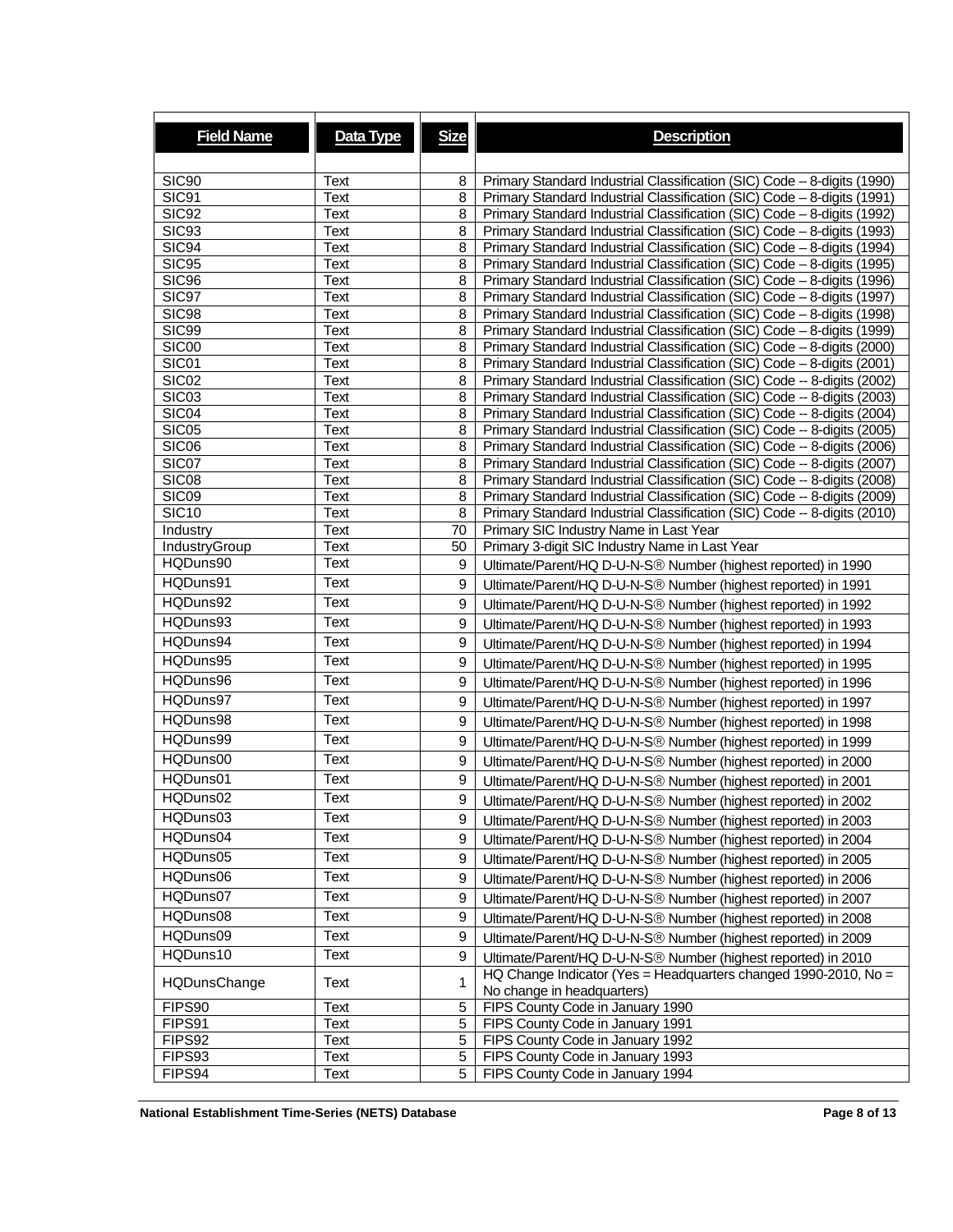| Field Name | Data Type | Size | Description |
|---|---|---|---|
| SIC90 | Text | 8 | Primary Standard Industrial Classification (SIC) Code – 8-digits (1990) |
| SIC91 | Text | 8 | Primary Standard Industrial Classification (SIC) Code – 8-digits (1991) |
| SIC92 | Text | 8 | Primary Standard Industrial Classification (SIC) Code – 8-digits (1992) |
| SIC93 | Text | 8 | Primary Standard Industrial Classification (SIC) Code – 8-digits (1993) |
| SIC94 | Text | 8 | Primary Standard Industrial Classification (SIC) Code – 8-digits (1994) |
| SIC95 | Text | 8 | Primary Standard Industrial Classification (SIC) Code – 8-digits (1995) |
| SIC96 | Text | 8 | Primary Standard Industrial Classification (SIC) Code – 8-digits (1996) |
| SIC97 | Text | 8 | Primary Standard Industrial Classification (SIC) Code – 8-digits (1997) |
| SIC98 | Text | 8 | Primary Standard Industrial Classification (SIC) Code – 8-digits (1998) |
| SIC99 | Text | 8 | Primary Standard Industrial Classification (SIC) Code – 8-digits (1999) |
| SIC00 | Text | 8 | Primary Standard Industrial Classification (SIC) Code – 8-digits (2000) |
| SIC01 | Text | 8 | Primary Standard Industrial Classification (SIC) Code – 8-digits (2001) |
| SIC02 | Text | 8 | Primary Standard Industrial Classification (SIC) Code -- 8-digits (2002) |
| SIC03 | Text | 8 | Primary Standard Industrial Classification (SIC) Code -- 8-digits (2003) |
| SIC04 | Text | 8 | Primary Standard Industrial Classification (SIC) Code -- 8-digits (2004) |
| SIC05 | Text | 8 | Primary Standard Industrial Classification (SIC) Code -- 8-digits (2005) |
| SIC06 | Text | 8 | Primary Standard Industrial Classification (SIC) Code -- 8-digits (2006) |
| SIC07 | Text | 8 | Primary Standard Industrial Classification (SIC) Code -- 8-digits (2007) |
| SIC08 | Text | 8 | Primary Standard Industrial Classification (SIC) Code -- 8-digits (2008) |
| SIC09 | Text | 8 | Primary Standard Industrial Classification (SIC) Code -- 8-digits (2009) |
| SIC10 | Text | 8 | Primary Standard Industrial Classification (SIC) Code -- 8-digits (2010) |
| Industry | Text | 70 | Primary SIC Industry Name in Last Year |
| IndustryGroup | Text | 50 | Primary 3-digit SIC Industry Name in Last Year |
| HQDuns90 | Text | 9 | Ultimate/Parent/HQ D-U-N-S® Number (highest reported) in 1990 |
| HQDuns91 | Text | 9 | Ultimate/Parent/HQ D-U-N-S® Number (highest reported) in 1991 |
| HQDuns92 | Text | 9 | Ultimate/Parent/HQ D-U-N-S® Number (highest reported) in 1992 |
| HQDuns93 | Text | 9 | Ultimate/Parent/HQ D-U-N-S® Number (highest reported) in 1993 |
| HQDuns94 | Text | 9 | Ultimate/Parent/HQ D-U-N-S® Number (highest reported) in 1994 |
| HQDuns95 | Text | 9 | Ultimate/Parent/HQ D-U-N-S® Number (highest reported) in 1995 |
| HQDuns96 | Text | 9 | Ultimate/Parent/HQ D-U-N-S® Number (highest reported) in 1996 |
| HQDuns97 | Text | 9 | Ultimate/Parent/HQ D-U-N-S® Number (highest reported) in 1997 |
| HQDuns98 | Text | 9 | Ultimate/Parent/HQ D-U-N-S® Number (highest reported) in 1998 |
| HQDuns99 | Text | 9 | Ultimate/Parent/HQ D-U-N-S® Number (highest reported) in 1999 |
| HQDuns00 | Text | 9 | Ultimate/Parent/HQ D-U-N-S® Number (highest reported) in 2000 |
| HQDuns01 | Text | 9 | Ultimate/Parent/HQ D-U-N-S® Number (highest reported) in 2001 |
| HQDuns02 | Text | 9 | Ultimate/Parent/HQ D-U-N-S® Number (highest reported) in 2002 |
| HQDuns03 | Text | 9 | Ultimate/Parent/HQ D-U-N-S® Number (highest reported) in 2003 |
| HQDuns04 | Text | 9 | Ultimate/Parent/HQ D-U-N-S® Number (highest reported) in 2004 |
| HQDuns05 | Text | 9 | Ultimate/Parent/HQ D-U-N-S® Number (highest reported) in 2005 |
| HQDuns06 | Text | 9 | Ultimate/Parent/HQ D-U-N-S® Number (highest reported) in 2006 |
| HQDuns07 | Text | 9 | Ultimate/Parent/HQ D-U-N-S® Number (highest reported) in 2007 |
| HQDuns08 | Text | 9 | Ultimate/Parent/HQ D-U-N-S® Number (highest reported) in 2008 |
| HQDuns09 | Text | 9 | Ultimate/Parent/HQ D-U-N-S® Number (highest reported) in 2009 |
| HQDuns10 | Text | 9 | Ultimate/Parent/HQ D-U-N-S® Number (highest reported) in 2010 |
| HQDunsChange | Text | 1 | HQ Change Indicator (Yes = Headquarters changed 1990-2010, No = No change in headquarters) |
| FIPS90 | Text | 5 | FIPS County Code in January 1990 |
| FIPS91 | Text | 5 | FIPS County Code in January 1991 |
| FIPS92 | Text | 5 | FIPS County Code in January 1992 |
| FIPS93 | Text | 5 | FIPS County Code in January 1993 |
| FIPS94 | Text | 5 | FIPS County Code in January 1994 |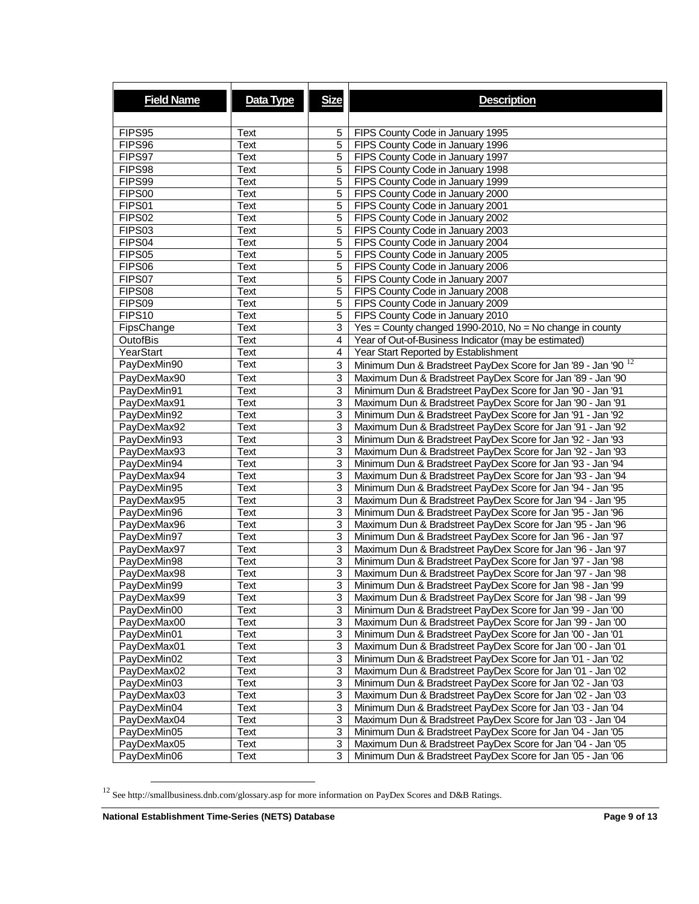| Field Name | Data Type | Size | Description |
|---|---|---|---|
| FIPS95 | Text | 5 | FIPS County Code in January 1995 |
| FIPS96 | Text | 5 | FIPS County Code in January 1996 |
| FIPS97 | Text | 5 | FIPS County Code in January 1997 |
| FIPS98 | Text | 5 | FIPS County Code in January 1998 |
| FIPS99 | Text | 5 | FIPS County Code in January 1999 |
| FIPS00 | Text | 5 | FIPS County Code in January 2000 |
| FIPS01 | Text | 5 | FIPS County Code in January 2001 |
| FIPS02 | Text | 5 | FIPS County Code in January 2002 |
| FIPS03 | Text | 5 | FIPS County Code in January 2003 |
| FIPS04 | Text | 5 | FIPS County Code in January 2004 |
| FIPS05 | Text | 5 | FIPS County Code in January 2005 |
| FIPS06 | Text | 5 | FIPS County Code in January 2006 |
| FIPS07 | Text | 5 | FIPS County Code in January 2007 |
| FIPS08 | Text | 5 | FIPS County Code in January 2008 |
| FIPS09 | Text | 5 | FIPS County Code in January 2009 |
| FIPS10 | Text | 5 | FIPS County Code in January 2010 |
| FipsChange | Text | 3 | Yes = County changed 1990-2010, No = No change in county |
| OutofBis | Text | 4 | Year of Out-of-Business Indicator (may be estimated) |
| YearStart | Text | 4 | Year Start Reported by Establishment |
| PayDexMin90 | Text | 3 | Minimum Dun & Bradstreet PayDex Score for Jan '89 - Jan '90 [12] |
| PayDexMax90 | Text | 3 | Maximum Dun & Bradstreet PayDex Score for Jan '89 - Jan '90 |
| PayDexMin91 | Text | 3 | Minimum Dun & Bradstreet PayDex Score for Jan '90 - Jan '91 |
| PayDexMax91 | Text | 3 | Maximum Dun & Bradstreet PayDex Score for Jan '90 - Jan '91 |
| PayDexMin92 | Text | 3 | Minimum Dun & Bradstreet PayDex Score for Jan '91 - Jan '92 |
| PayDexMax92 | Text | 3 | Maximum Dun & Bradstreet PayDex Score for Jan '91 - Jan '92 |
| PayDexMin93 | Text | 3 | Minimum Dun & Bradstreet PayDex Score for Jan '92 - Jan '93 |
| PayDexMax93 | Text | 3 | Maximum Dun & Bradstreet PayDex Score for Jan '92 - Jan '93 |
| PayDexMin94 | Text | 3 | Minimum Dun & Bradstreet PayDex Score for Jan '93 - Jan '94 |
| PayDexMax94 | Text | 3 | Maximum Dun & Bradstreet PayDex Score for Jan '93 - Jan '94 |
| PayDexMin95 | Text | 3 | Minimum Dun & Bradstreet PayDex Score for Jan '94 - Jan '95 |
| PayDexMax95 | Text | 3 | Maximum Dun & Bradstreet PayDex Score for Jan '94 - Jan '95 |
| PayDexMin96 | Text | 3 | Minimum Dun & Bradstreet PayDex Score for Jan '95 - Jan '96 |
| PayDexMax96 | Text | 3 | Maximum Dun & Bradstreet PayDex Score for Jan '95 - Jan '96 |
| PayDexMin97 | Text | 3 | Minimum Dun & Bradstreet PayDex Score for Jan '96 - Jan '97 |
| PayDexMax97 | Text | 3 | Maximum Dun & Bradstreet PayDex Score for Jan '96 - Jan '97 |
| PayDexMin98 | Text | 3 | Minimum Dun & Bradstreet PayDex Score for Jan '97 - Jan '98 |
| PayDexMax98 | Text | 3 | Maximum Dun & Bradstreet PayDex Score for Jan '97 - Jan '98 |
| PayDexMin99 | Text | 3 | Minimum Dun & Bradstreet PayDex Score for Jan '98 - Jan '99 |
| PayDexMax99 | Text | 3 | Maximum Dun & Bradstreet PayDex Score for Jan '98 - Jan '99 |
| PayDexMin00 | Text | 3 | Minimum Dun & Bradstreet PayDex Score for Jan '99 - Jan '00 |
| PayDexMax00 | Text | 3 | Maximum Dun & Bradstreet PayDex Score for Jan '99 - Jan '00 |
| PayDexMin01 | Text | 3 | Minimum Dun & Bradstreet PayDex Score for Jan '00 - Jan '01 |
| PayDexMax01 | Text | 3 | Maximum Dun & Bradstreet PayDex Score for Jan '00 - Jan '01 |
| PayDexMin02 | Text | 3 | Minimum Dun & Bradstreet PayDex Score for Jan '01 - Jan '02 |
| PayDexMax02 | Text | 3 | Maximum Dun & Bradstreet PayDex Score for Jan '01 - Jan '02 |
| PayDexMin03 | Text | 3 | Minimum Dun & Bradstreet PayDex Score for Jan '02 - Jan '03 |
| PayDexMax03 | Text | 3 | Maximum Dun & Bradstreet PayDex Score for Jan '02 - Jan '03 |
| PayDexMin04 | Text | 3 | Minimum Dun & Bradstreet PayDex Score for Jan '03 - Jan '04 |
| PayDexMax04 | Text | 3 | Maximum Dun & Bradstreet PayDex Score for Jan '03 - Jan '04 |
| PayDexMin05 | Text | 3 | Minimum Dun & Bradstreet PayDex Score for Jan '04 - Jan '05 |
| PayDexMax05 | Text | 3 | Maximum Dun & Bradstreet PayDex Score for Jan '04 - Jan '05 |
| PayDexMin06 | Text | 3 | Minimum Dun & Bradstreet PayDex Score for Jan '05 - Jan '06 |

[12] See http://smallbusiness.dnb.com/glossary.asp for more information on PayDex Scores and D&B Ratings.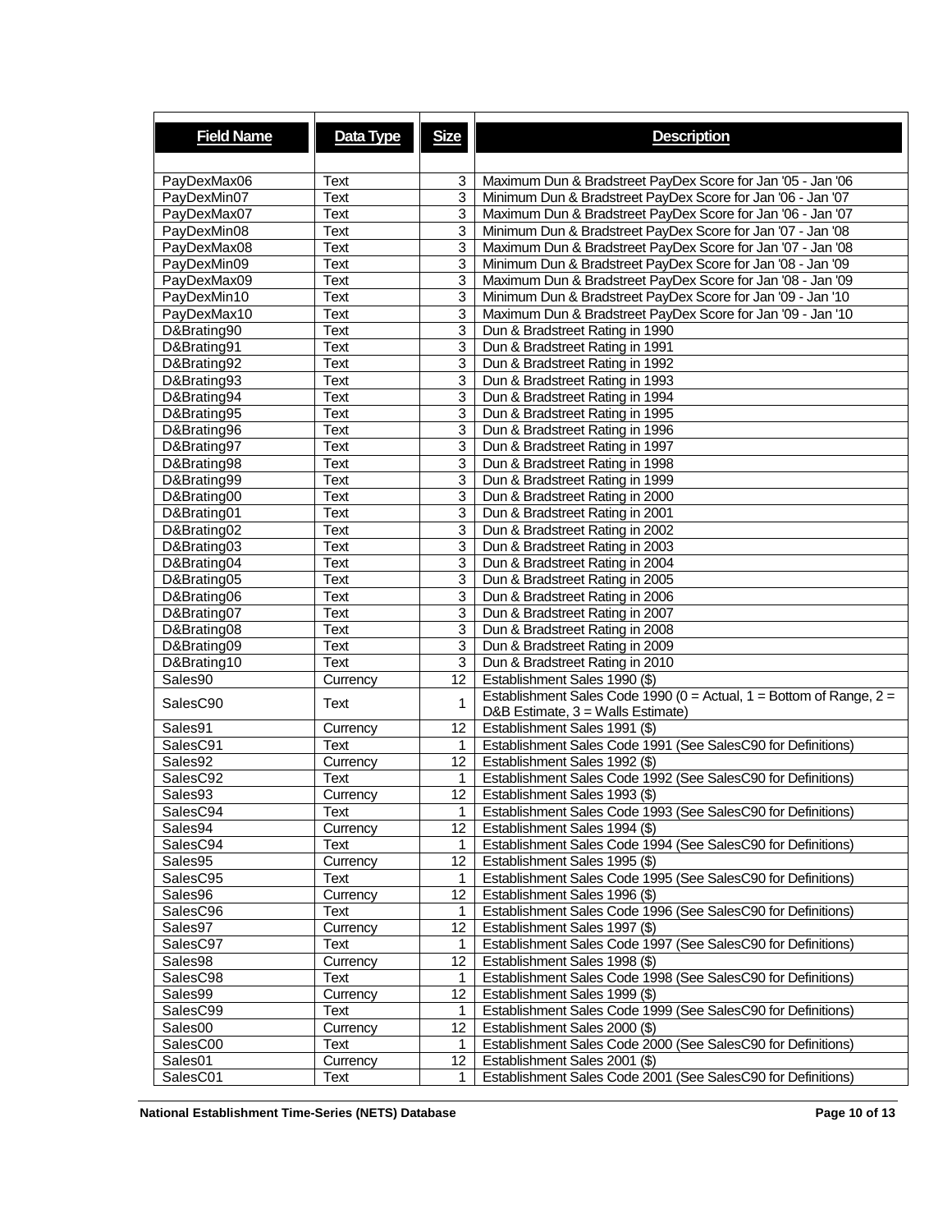| Field Name | Data Type | Size | Description |
|---|---|---|---|
| PayDexMax06 | Text | 3 | Maximum Dun & Bradstreet PayDex Score for Jan '05 - Jan '06 |
| PayDexMin07 | Text | 3 | Minimum Dun & Bradstreet PayDex Score for Jan '06 - Jan '07 |
| PayDexMax07 | Text | 3 | Maximum Dun & Bradstreet PayDex Score for Jan '06 - Jan '07 |
| PayDexMin08 | Text | 3 | Minimum Dun & Bradstreet PayDex Score for Jan '07 - Jan '08 |
| PayDexMax08 | Text | 3 | Maximum Dun & Bradstreet PayDex Score for Jan '07 - Jan '08 |
| PayDexMin09 | Text | 3 | Minimum Dun & Bradstreet PayDex Score for Jan '08 - Jan '09 |
| PayDexMax09 | Text | 3 | Maximum Dun & Bradstreet PayDex Score for Jan '08 - Jan '09 |
| PayDexMin10 | Text | 3 | Minimum Dun & Bradstreet PayDex Score for Jan '09 - Jan '10 |
| PayDexMax10 | Text | 3 | Maximum Dun & Bradstreet PayDex Score for Jan '09 - Jan '10 |
| D&Brating90 | Text | 3 | Dun & Bradstreet Rating in 1990 |
| D&Brating91 | Text | 3 | Dun & Bradstreet Rating in 1991 |
| D&Brating92 | Text | 3 | Dun & Bradstreet Rating in 1992 |
| D&Brating93 | Text | 3 | Dun & Bradstreet Rating in 1993 |
| D&Brating94 | Text | 3 | Dun & Bradstreet Rating in 1994 |
| D&Brating95 | Text | 3 | Dun & Bradstreet Rating in 1995 |
| D&Brating96 | Text | 3 | Dun & Bradstreet Rating in 1996 |
| D&Brating97 | Text | 3 | Dun & Bradstreet Rating in 1997 |
| D&Brating98 | Text | 3 | Dun & Bradstreet Rating in 1998 |
| D&Brating99 | Text | 3 | Dun & Bradstreet Rating in 1999 |
| D&Brating00 | Text | 3 | Dun & Bradstreet Rating in 2000 |
| D&Brating01 | Text | 3 | Dun & Bradstreet Rating in 2001 |
| D&Brating02 | Text | 3 | Dun & Bradstreet Rating in 2002 |
| D&Brating03 | Text | 3 | Dun & Bradstreet Rating in 2003 |
| D&Brating04 | Text | 3 | Dun & Bradstreet Rating in 2004 |
| D&Brating05 | Text | 3 | Dun & Bradstreet Rating in 2005 |
| D&Brating06 | Text | 3 | Dun & Bradstreet Rating in 2006 |
| D&Brating07 | Text | 3 | Dun & Bradstreet Rating in 2007 |
| D&Brating08 | Text | 3 | Dun & Bradstreet Rating in 2008 |
| D&Brating09 | Text | 3 | Dun & Bradstreet Rating in 2009 |
| D&Brating10 | Text | 3 | Dun & Bradstreet Rating in 2010 |
| Sales90 | Currency | 12 | Establishment Sales 1990 ($) |
| SalesC90 | Text | 1 | Establishment Sales Code 1990 (0 = Actual, 1 = Bottom of Range, 2 = D&B Estimate, 3 = Walls Estimate) |
| Sales91 | Currency | 12 | Establishment Sales 1991 ($) |
| SalesC91 | Text | 1 | Establishment Sales Code 1991 (See SalesC90 for Definitions) |
| Sales92 | Currency | 12 | Establishment Sales 1992 ($) |
| SalesC92 | Text | 1 | Establishment Sales Code 1992 (See SalesC90 for Definitions) |
| Sales93 | Currency | 12 | Establishment Sales 1993 ($) |
| SalesC94 | Text | 1 | Establishment Sales Code 1993 (See SalesC90 for Definitions) |
| Sales94 | Currency | 12 | Establishment Sales 1994 ($) |
| SalesC94 | Text | 1 | Establishment Sales Code 1994 (See SalesC90 for Definitions) |
| Sales95 | Currency | 12 | Establishment Sales 1995 ($) |
| SalesC95 | Text | 1 | Establishment Sales Code 1995 (See SalesC90 for Definitions) |
| Sales96 | Currency | 12 | Establishment Sales 1996 ($) |
| SalesC96 | Text | 1 | Establishment Sales Code 1996 (See SalesC90 for Definitions) |
| Sales97 | Currency | 12 | Establishment Sales 1997 ($) |
| SalesC97 | Text | 1 | Establishment Sales Code 1997 (See SalesC90 for Definitions) |
| Sales98 | Currency | 12 | Establishment Sales 1998 ($) |
| SalesC98 | Text | 1 | Establishment Sales Code 1998 (See SalesC90 for Definitions) |
| Sales99 | Currency | 12 | Establishment Sales 1999 ($) |
| SalesC99 | Text | 1 | Establishment Sales Code 1999 (See SalesC90 for Definitions) |
| Sales00 | Currency | 12 | Establishment Sales 2000 ($) |
| SalesC00 | Text | 1 | Establishment Sales Code 2000 (See SalesC90 for Definitions) |
| Sales01 | Currency | 12 | Establishment Sales 2001 ($) |
| SalesC01 | Text | 1 | Establishment Sales Code 2001 (See SalesC90 for Definitions) |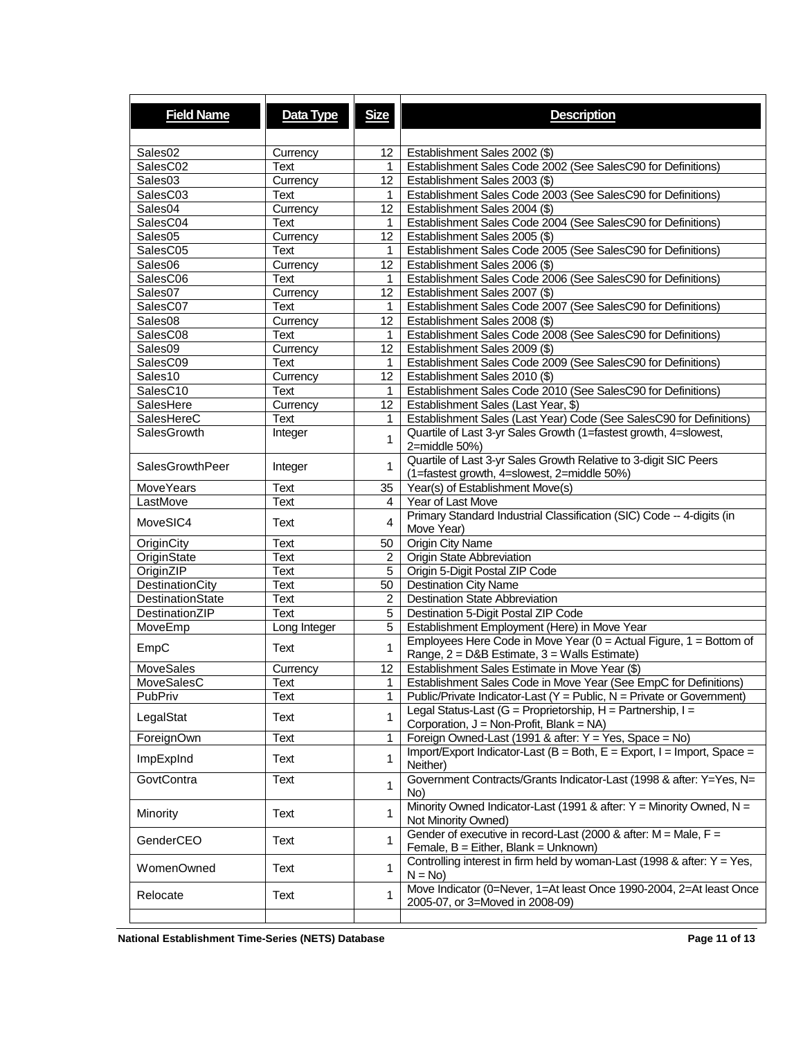| Field Name | Data Type | Size | Description |
|---|---|---|---|
| Sales02 | Currency | 12 | Establishment Sales 2002 ($) |
| SalesC02 | Text | 1 | Establishment Sales Code 2002 (See SalesC90 for Definitions) |
| Sales03 | Currency | 12 | Establishment Sales 2003 ($) |
| SalesC03 | Text | 1 | Establishment Sales Code 2003 (See SalesC90 for Definitions) |
| Sales04 | Currency | 12 | Establishment Sales 2004 ($) |
| SalesC04 | Text | 1 | Establishment Sales Code 2004 (See SalesC90 for Definitions) |
| Sales05 | Currency | 12 | Establishment Sales 2005 ($) |
| SalesC05 | Text | 1 | Establishment Sales Code 2005 (See SalesC90 for Definitions) |
| Sales06 | Currency | 12 | Establishment Sales 2006 ($) |
| SalesC06 | Text | 1 | Establishment Sales Code 2006 (See SalesC90 for Definitions) |
| Sales07 | Currency | 12 | Establishment Sales 2007 ($) |
| SalesC07 | Text | 1 | Establishment Sales Code 2007 (See SalesC90 for Definitions) |
| Sales08 | Currency | 12 | Establishment Sales 2008 ($) |
| SalesC08 | Text | 1 | Establishment Sales Code 2008 (See SalesC90 for Definitions) |
| Sales09 | Currency | 12 | Establishment Sales 2009 ($) |
| SalesC09 | Text | 1 | Establishment Sales Code 2009 (See SalesC90 for Definitions) |
| Sales10 | Currency | 12 | Establishment Sales 2010 ($) |
| SalesC10 | Text | 1 | Establishment Sales Code 2010 (See SalesC90 for Definitions) |
| SalesHere | Currency | 12 | Establishment Sales (Last Year, $) |
| SalesHereC | Text | 1 | Establishment Sales (Last Year) Code (See SalesC90 for Definitions) |
| SalesGrowth | Integer | 1 | Quartile of Last 3-yr Sales Growth (1=fastest growth, 4=slowest, 2=middle 50%) |
| SalesGrowthPeer | Integer | 1 | Quartile of Last 3-yr Sales Growth Relative to 3-digit SIC Peers (1=fastest growth, 4=slowest, 2=middle 50%) |
| MoveYears | Text | 35 | Year(s) of Establishment Move(s) |
| LastMove | Text | 4 | Year of Last Move |
| MoveSIC4 | Text | 4 | Primary Standard Industrial Classification (SIC) Code -- 4-digits (in Move Year) |
| OriginCity | Text | 50 | Origin City Name |
| OriginState | Text | 2 | Origin State Abbreviation |
| OriginZIP | Text | 5 | Origin 5-Digit Postal ZIP Code |
| DestinationCity | Text | 50 | Destination City Name |
| DestinationState | Text | 2 | Destination State Abbreviation |
| DestinationZIP | Text | 5 | Destination 5-Digit Postal ZIP Code |
| MoveEmp | Long Integer | 5 | Establishment Employment (Here) in Move Year |
| EmpC | Text | 1 | Employees Here Code in Move Year (0 = Actual Figure, 1 = Bottom of Range, 2 = D&B Estimate, 3 = Walls Estimate) |
| MoveSales | Currency | 12 | Establishment Sales Estimate in Move Year ($) |
| MoveSalesC | Text | 1 | Establishment Sales Code in Move Year (See EmpC for Definitions) |
| PubPriv | Text | 1 | Public/Private Indicator-Last (Y = Public, N = Private or Government) |
| LegalStat | Text | 1 | Legal Status-Last (G = Proprietorship, H = Partnership, I = Corporation, J = Non-Profit, Blank = NA) |
| ForeignOwn | Text | 1 | Foreign Owned-Last (1991 & after: Y = Yes, Space = No) |
| ImpExpInd | Text | 1 | Import/Export Indicator-Last (B = Both, E = Export, I = Import, Space = Neither) |
| GovtContra | Text | 1 | Government Contracts/Grants Indicator-Last (1998 & after: Y=Yes, N= No) |
| Minority | Text | 1 | Minority Owned Indicator-Last (1991 & after: Y = Minority Owned, N = Not Minority Owned) |
| GenderCEO | Text | 1 | Gender of executive in record-Last (2000 & after: M = Male, F = Female, B = Either, Blank = Unknown) |
| WomenOwned | Text | 1 | Controlling interest in firm held by woman-Last (1998 & after: Y = Yes, N = No) |
| Relocate | Text | 1 | Move Indicator (0=Never, 1=At least Once 1990-2004, 2=At least Once 2005-07, or 3=Moved in 2008-09) |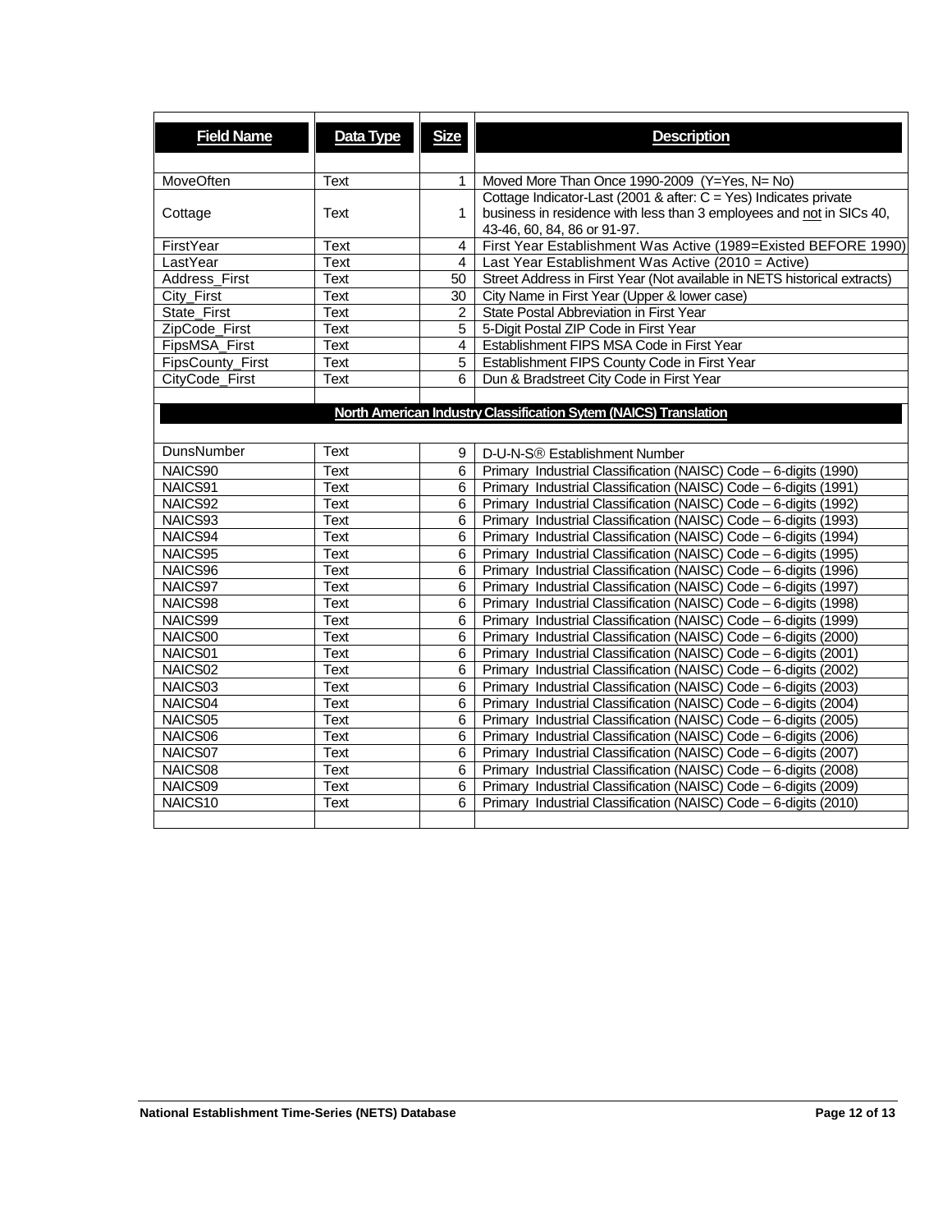| Field Name | Data Type | Size | Description |
|---|---|---|---|
| MoveOften | Text | 1 | Moved More Than Once 1990-2009 (Y=Yes, N= No) |
| Cottage | Text | 1 | Cottage Indicator-Last (2001 & after: C = Yes) Indicates private business in residence with less than 3 employees and not in SICs 40, 43-46, 60, 84, 86 or 91-97. |
| FirstYear | Text | 4 | First Year Establishment Was Active (1989=Existed BEFORE 1990) |
| LastYear | Text | 4 | Last Year Establishment Was Active (2010 = Active) |
| Address_First | Text | 50 | Street Address in First Year (Not available in NETS historical extracts) |
| City_First | Text | 30 | City Name in First Year (Upper & lower case) |
| State_First | Text | 2 | State Postal Abbreviation in First Year |
| ZipCode_First | Text | 5 | 5-Digit Postal ZIP Code in First Year |
| FipsMSA_First | Text | 4 | Establishment FIPS MSA Code in First Year |
| FipsCounty_First | Text | 5 | Establishment FIPS County Code in First Year |
| CityCode_First | Text | 6 | Dun & Bradstreet City Code in First Year |
| | | | |
| **North American Industry Classification Sytem (NAICS) Translation** | | | |
| DunsNumber | Text | 9 | D-U-N-S® Establishment Number |
| NAICS90 | Text | 6 | Primary Industrial Classification (NAISC) Code – 6-digits (1990) |
| NAICS91 | Text | 6 | Primary Industrial Classification (NAISC) Code – 6-digits (1991) |
| NAICS92 | Text | 6 | Primary Industrial Classification (NAISC) Code – 6-digits (1992) |
| NAICS93 | Text | 6 | Primary Industrial Classification (NAISC) Code – 6-digits (1993) |
| NAICS94 | Text | 6 | Primary Industrial Classification (NAISC) Code – 6-digits (1994) |
| NAICS95 | Text | 6 | Primary Industrial Classification (NAISC) Code – 6-digits (1995) |
| NAICS96 | Text | 6 | Primary Industrial Classification (NAISC) Code – 6-digits (1996) |
| NAICS97 | Text | 6 | Primary Industrial Classification (NAISC) Code – 6-digits (1997) |
| NAICS98 | Text | 6 | Primary Industrial Classification (NAISC) Code – 6-digits (1998) |
| NAICS99 | Text | 6 | Primary Industrial Classification (NAISC) Code – 6-digits (1999) |
| NAICS00 | Text | 6 | Primary Industrial Classification (NAISC) Code – 6-digits (2000) |
| NAICS01 | Text | 6 | Primary Industrial Classification (NAISC) Code – 6-digits (2001) |
| NAICS02 | Text | 6 | Primary Industrial Classification (NAISC) Code – 6-digits (2002) |
| NAICS03 | Text | 6 | Primary Industrial Classification (NAISC) Code – 6-digits (2003) |
| NAICS04 | Text | 6 | Primary Industrial Classification (NAISC) Code – 6-digits (2004) |
| NAICS05 | Text | 6 | Primary Industrial Classification (NAISC) Code – 6-digits (2005) |
| NAICS06 | Text | 6 | Primary Industrial Classification (NAISC) Code – 6-digits (2006) |
| NAICS07 | Text | 6 | Primary Industrial Classification (NAISC) Code – 6-digits (2007) |
| NAICS08 | Text | 6 | Primary Industrial Classification (NAISC) Code – 6-digits (2008) |
| NAICS09 | Text | 6 | Primary Industrial Classification (NAISC) Code – 6-digits (2009) |
| NAICS10 | Text | 6 | Primary Industrial Classification (NAISC) Code – 6-digits (2010) |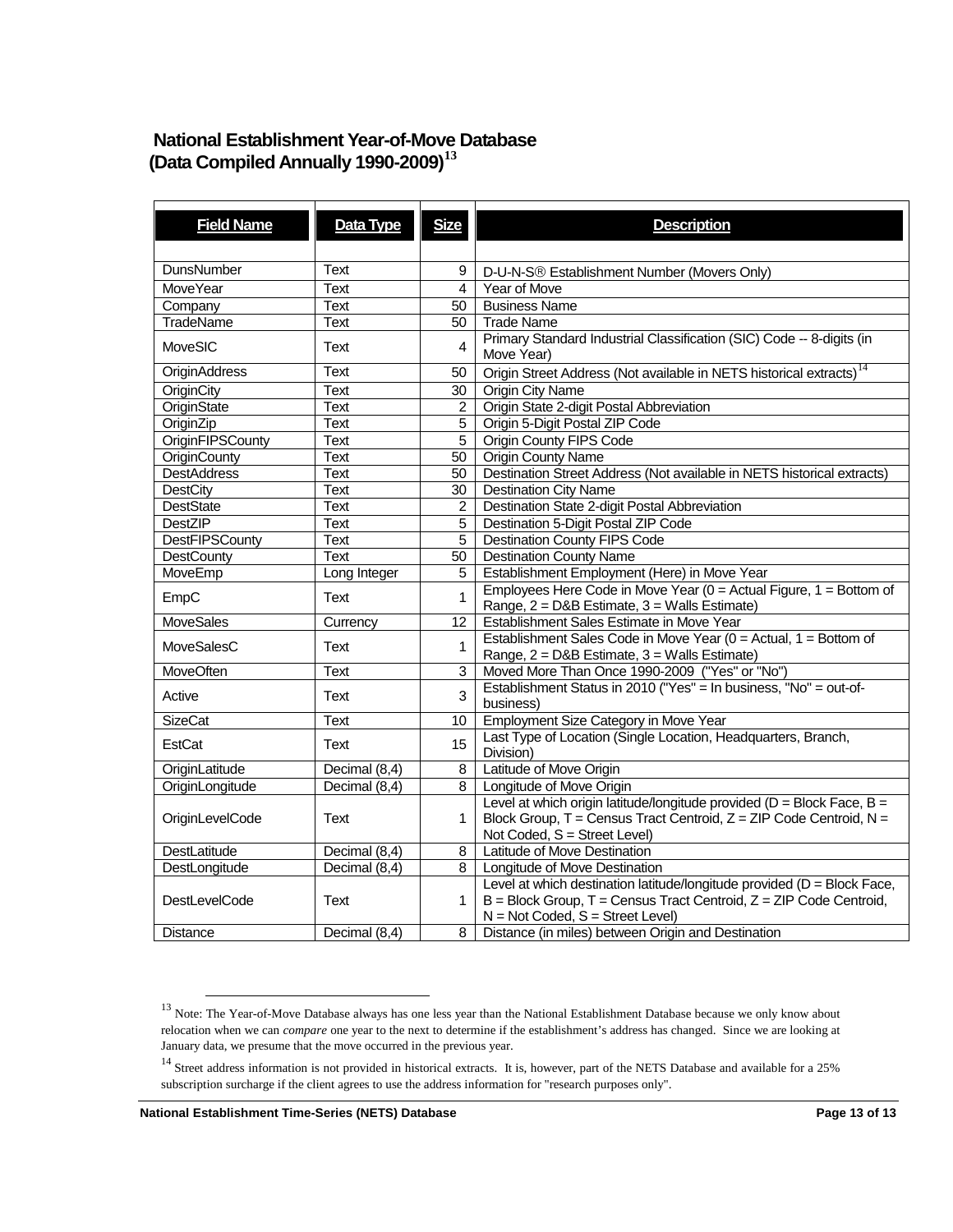## National Establishment Year-of-Move Database (Data Compiled Annually 1990-2009)[13]

| Field Name | Data Type | Size | Description |
|---|---|---|---|
| DunsNumber | Text | 9 | D-U-N-S® Establishment Number (Movers Only) |
| MoveYear | Text | 4 | Year of Move |
| Company | Text | 50 | Business Name |
| TradeName | Text | 50 | Trade Name |
| MoveSIC | Text | 4 | Primary Standard Industrial Classification (SIC) Code -- 8-digits (in Move Year) |
| OriginAddress | Text | 50 | Origin Street Address (Not available in NETS historical extracts)[14] |
| OriginCity | Text | 30 | Origin City Name |
| OriginState | Text | 2 | Origin State 2-digit Postal Abbreviation |
| OriginZip | Text | 5 | Origin 5-Digit Postal ZIP Code |
| OriginFIPSCounty | Text | 5 | Origin County FIPS Code |
| OriginCounty | Text | 50 | Origin County Name |
| DestAddress | Text | 50 | Destination Street Address (Not available in NETS historical extracts) |
| DestCity | Text | 30 | Destination City Name |
| DestState | Text | 2 | Destination State 2-digit Postal Abbreviation |
| DestZIP | Text | 5 | Destination 5-Digit Postal ZIP Code |
| DestFIPSCounty | Text | 5 | Destination County FIPS Code |
| DestCounty | Text | 50 | Destination County Name |
| MoveEmp | Long Integer | 5 | Establishment Employment (Here) in Move Year |
| EmpC | Text | 1 | Employees Here Code in Move Year (0 = Actual Figure, 1 = Bottom of Range, 2 = D&B Estimate, 3 = Walls Estimate) |
| MoveSales | Currency | 12 | Establishment Sales Estimate in Move Year |
| MoveSalesC | Text | 1 | Establishment Sales Code in Move Year (0 = Actual, 1 = Bottom of Range, 2 = D&B Estimate, 3 = Walls Estimate) |
| MoveOften | Text | 3 | Moved More Than Once 1990-2009 ("Yes" or "No") |
| Active | Text | 3 | Establishment Status in 2010 ("Yes" = In business, "No" = out-of-business) |
| SizeCat | Text | 10 | Employment Size Category in Move Year |
| EstCat | Text | 15 | Last Type of Location (Single Location, Headquarters, Branch, Division) |
| OriginLatitude | Decimal (8,4) | 8 | Latitude of Move Origin |
| OriginLongitude | Decimal (8,4) | 8 | Longitude of Move Origin |
| OriginLevelCode | Text | 1 | Level at which origin latitude/longitude provided (D = Block Face, B = Block Group, T = Census Tract Centroid, Z = ZIP Code Centroid, N = Not Coded, S = Street Level) |
| DestLatitude | Decimal (8,4) | 8 | Latitude of Move Destination |
| DestLongitude | Decimal (8,4) | 8 | Longitude of Move Destination |
| DestLevelCode | Text | 1 | Level at which destination latitude/longitude provided (D = Block Face, B = Block Group, T = Census Tract Centroid, Z = ZIP Code Centroid, N = Not Coded, S = Street Level) |
| Distance | Decimal (8,4) | 8 | Distance (in miles) between Origin and Destination |

[13] Note: The Year-of-Move Database always has one less year than the National Establishment Database because we only know about relocation when we can *compare* one year to the next to determine if the establishment's address has changed. Since we are looking at January data, we presume that the move occurred in the previous year.

[14] Street address information is not provided in historical extracts. It is, however, part of the NETS Database and available for a 25% subscription surcharge if the client agrees to use the address information for "research purposes only".